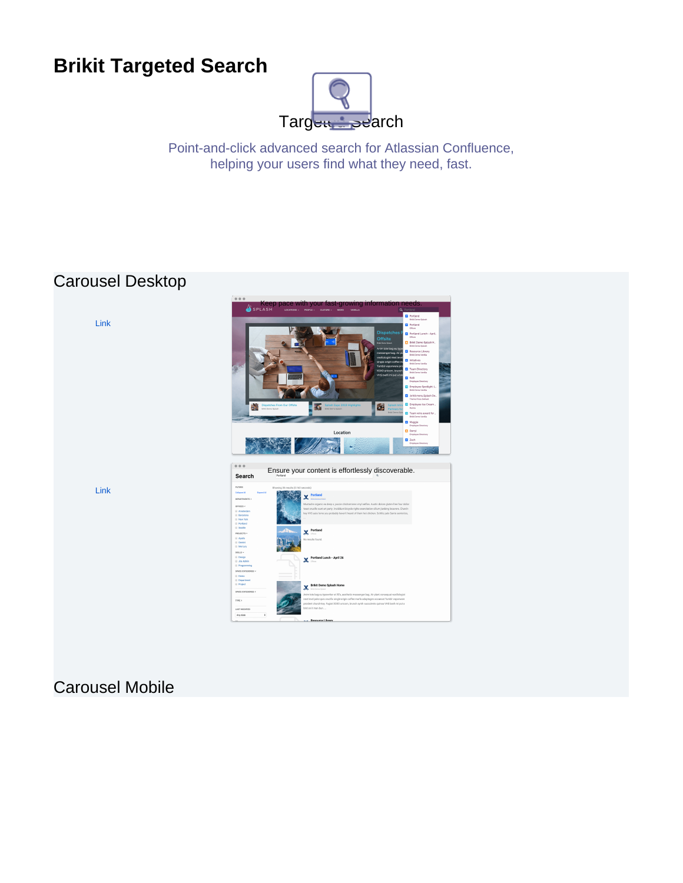# Brikit Targeted Search

Targeted Search

Point-and-click advanced search for Atlassian Confluence, helping your users find what they need, fast.

## Carousel Desktop

Link

Keep pace with your fast-growing information needs.

Link

Ensure your content is effortlessly discoverable.

## Carousel Mobile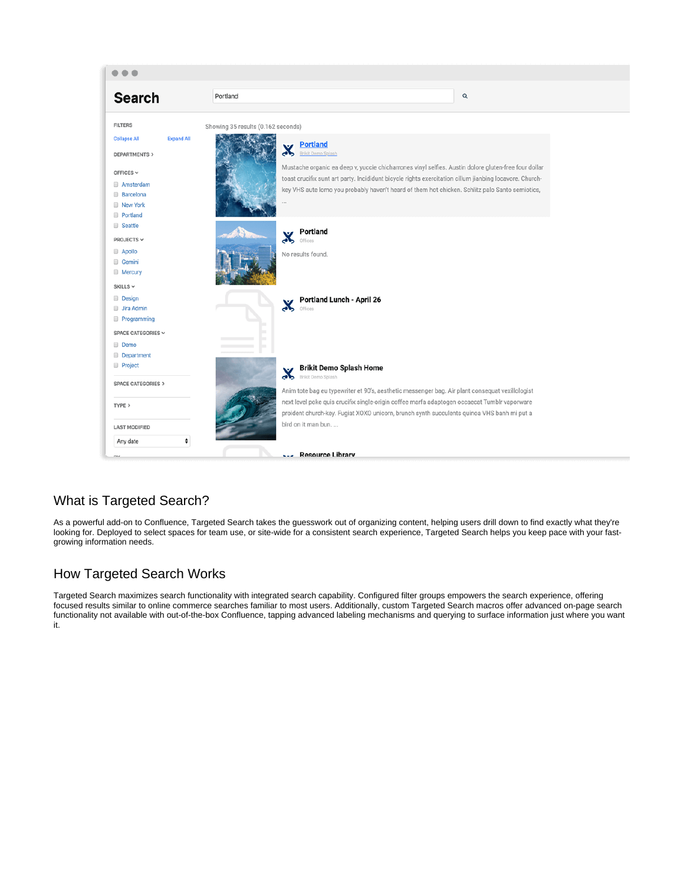## What is Targeted Search?

As a powerful add-on to Confluence, Targeted Search takes the guesswork out of organizing content, helping users drill down to find exactly what they're looking for. Deployed to select spaces for team use, or site-wide for a consistent search experience, Targeted Search helps you keep pace with your fast-growing information needs.

## How Targeted Search Works

Targeted Search maximizes search functionality with integrated search capability. Configured filter groups empowers the search experience, offering focused results similar to online commerce searches familiar to most users. Additionally, custom Targeted Search macros offer advanced on-page search functionality not available with out-of-the-box Confluence, tapping advanced labeling mechanisms and querying to surface information just where you want it.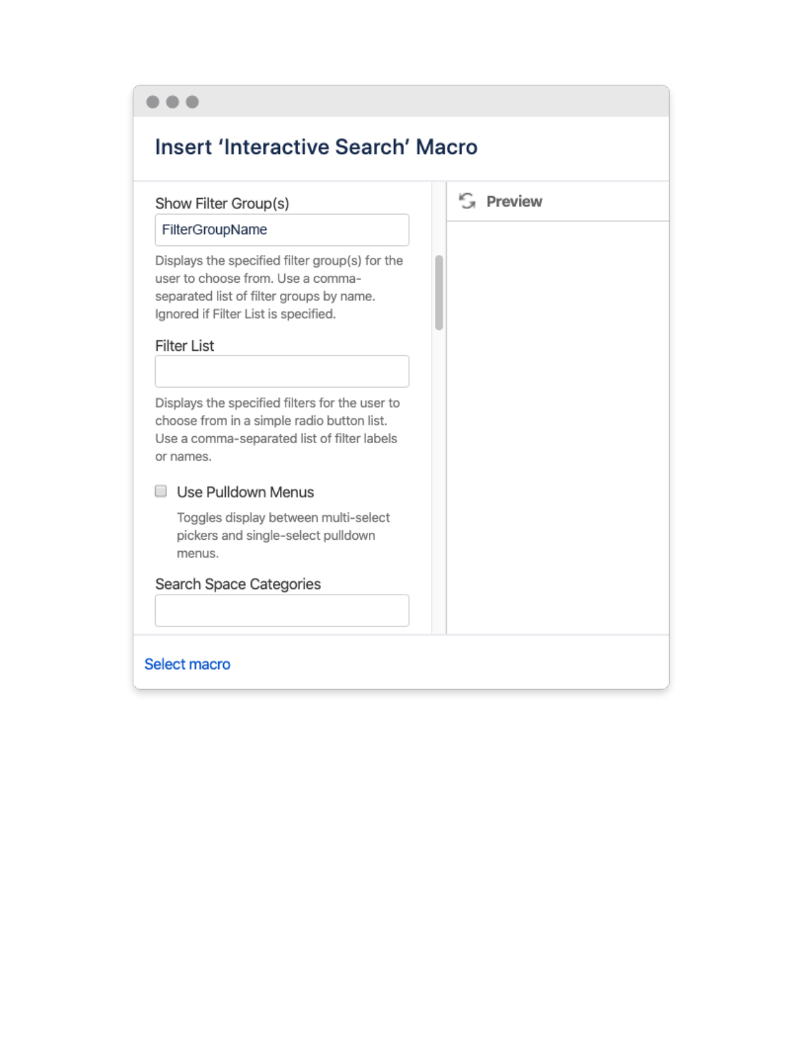# Insert 'Interactive Search' Macro

Show Filter Group(s)

FilterGroupName

Displays the specified filter group(s) for the user to choose from. Use a comma-separated list of filter groups by name. Ignored if Filter List is specified.

Filter List

Displays the specified filters for the user to choose from in a simple radio button list. Use a comma-separated list of filter labels or names.

- [ ] Use Pulldown Menus

Toggles display between multi-select pickers and single-select pulldown menus.

Search Space Categories

Preview

Select macro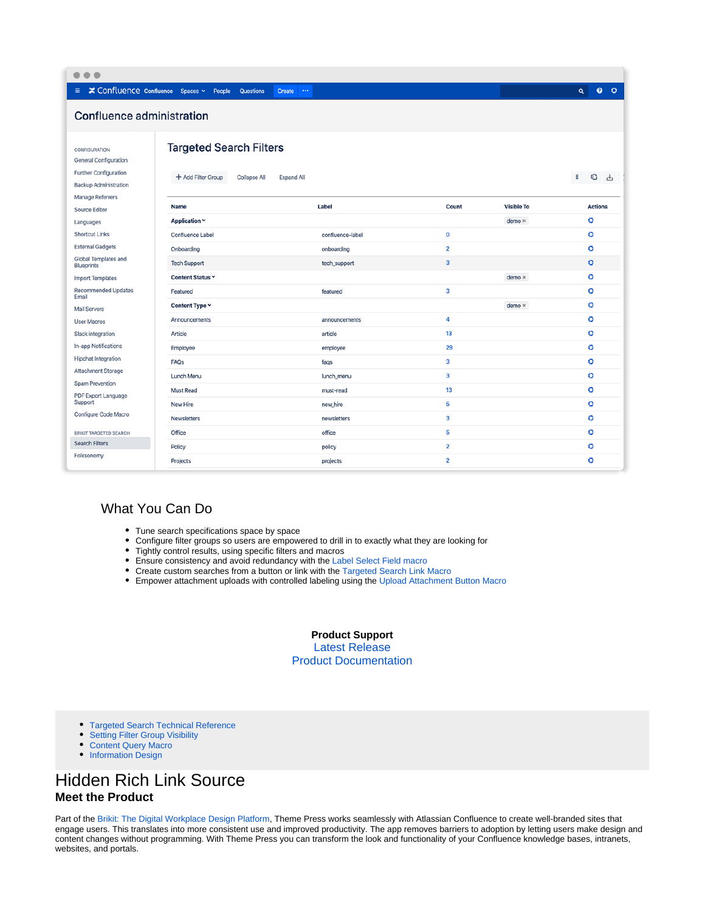## What You Can Do

- Tune search specifications space by space
- Configure filter groups so users are empowered to drill in to exactly what they are looking for
- Tightly control results, using specific filters and macros
- Ensure consistency and avoid redundancy with the Label Select Field macro
- Create custom searches from a button or link with the Targeted Search Link Macro
- Empower attachment uploads with controlled labeling using the Upload Attachment Button Macro

**Product Support**
Latest Release
Product Documentation

- Targeted Search Technical Reference
- Setting Filter Group Visibility
- Content Query Macro
- Information Design

# Hidden Rich Link Source

### Meet the Product

Part of the Brikit: The Digital Workplace Design Platform, Theme Press works seamlessly with Atlassian Confluence to create well-branded sites that engage users. This translates into more consistent use and improved productivity. The app removes barriers to adoption by letting users make design and content changes without programming. With Theme Press you can transform the look and functionality of your Confluence knowledge bases, intranets, websites, and portals.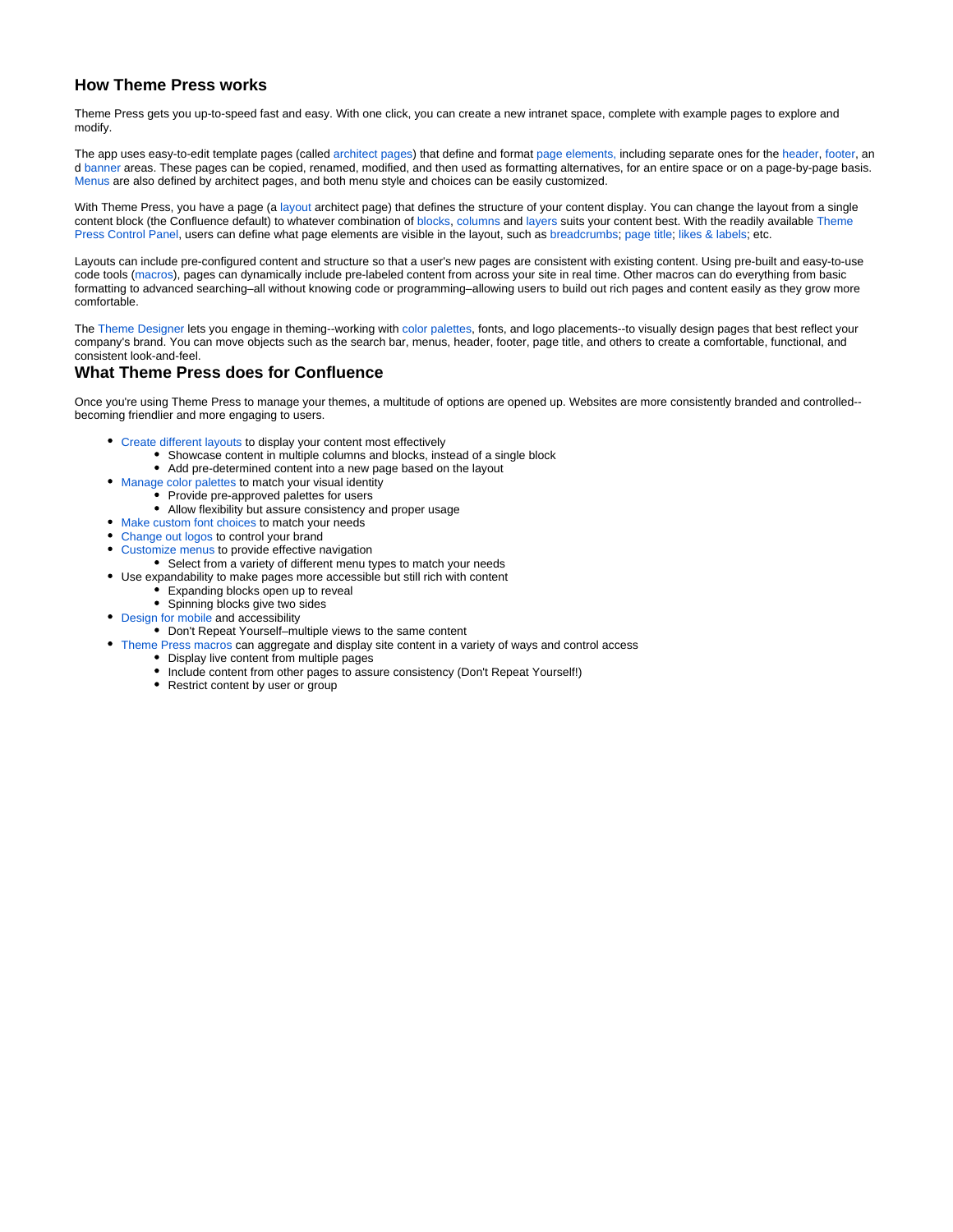## How Theme Press works

Theme Press gets you up-to-speed fast and easy. With one click, you can create a new intranet space, complete with example pages to explore and modify.

The app uses easy-to-edit template pages (called architect pages) that define and format page elements, including separate ones for the header, footer, and banner areas. These pages can be copied, renamed, modified, and then used as formatting alternatives, for an entire space or on a page-by-page basis. Menus are also defined by architect pages, and both menu style and choices can be easily customized.

With Theme Press, you have a page (a layout architect page) that defines the structure of your content display. You can change the layout from a single content block (the Confluence default) to whatever combination of blocks, columns and layers suits your content best. With the readily available Theme Press Control Panel, users can define what page elements are visible in the layout, such as breadcrumbs; page title; likes & labels; etc.

Layouts can include pre-configured content and structure so that a user's new pages are consistent with existing content. Using pre-built and easy-to-use code tools (macros), pages can dynamically include pre-labeled content from across your site in real time. Other macros can do everything from basic formatting to advanced searching–all without knowing code or programming–allowing users to build out rich pages and content easily as they grow more comfortable.

The Theme Designer lets you engage in theming--working with color palettes, fonts, and logo placements--to visually design pages that best reflect your company's brand. You can move objects such as the search bar, menus, header, footer, page title, and others to create a comfortable, functional, and consistent look-and-feel.

## What Theme Press does for Confluence

Once you're using Theme Press to manage your themes, a multitude of options are opened up. Websites are more consistently branded and controlled--becoming friendlier and more engaging to users.

- Create different layouts to display your content most effectively
  - Showcase content in multiple columns and blocks, instead of a single block
  - Add pre-determined content into a new page based on the layout
- Manage color palettes to match your visual identity
  - Provide pre-approved palettes for users
  - Allow flexibility but assure consistency and proper usage
- Make custom font choices to match your needs
- Change out logos to control your brand
- Customize menus to provide effective navigation
  - Select from a variety of different menu types to match your needs
- Use expandability to make pages more accessible but still rich with content
  - Expanding blocks open up to reveal
  - Spinning blocks give two sides
- Design for mobile and accessibility
  - Don't Repeat Yourself–multiple views to the same content
- Theme Press macros can aggregate and display site content in a variety of ways and control access
  - Display live content from multiple pages
  - Include content from other pages to assure consistency (Don't Repeat Yourself!)
  - Restrict content by user or group